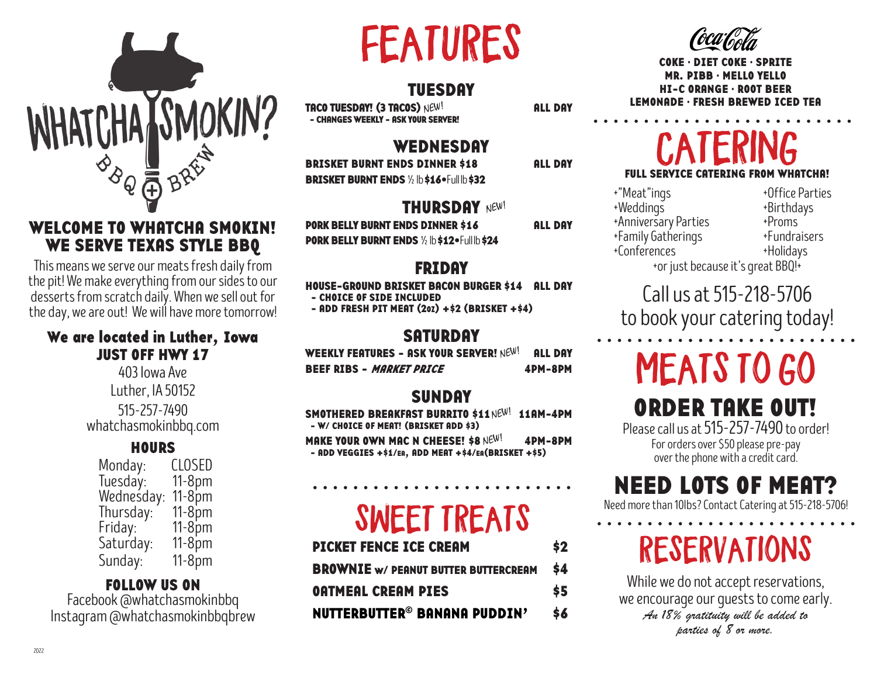# WHATCHA SMOKIN?

BBQ + BREW

## WELCOME TO WHATCHA SMOKIN! WE SERVE TEXAS STYLE BBQ

This means we serve our meats fresh daily from the pit! We make everything from our sides to our desserts from scratch daily. When we sell out for the day, we are out! We will have more tomorrow!

### We are located in Luther, Iowa JUST OFF HWY 17

403 Iowa Ave
Luther, IA 50152
515-257-7490
whatchasmokinbbq.com

### HOURS

| | |
|---|---|
| Monday: | CLOSED |
| Tuesday: | 11-8pm |
| Wednesday: | 11-8pm |
| Thursday: | 11-8pm |
| Friday: | 11-8pm |
| Saturday: | 11-8pm |
| Sunday: | 11-8pm |

### FOLLOW US ON

Facebook @whatchasmokinbbq
Instagram @whatchasmokinbbqbrew

# FEATURES

## TUESDAY

**TACO TUESDAY! (3 TACOS)** NEW! — ALL DAY
- CHANGES WEEKLY - ASK YOUR SERVER!

## WEDNESDAY

**BRISKET BURNT ENDS DINNER $18** — ALL DAY
**BRISKET BURNT ENDS** ½ lb **$16** • Full lb **$32**

## THURSDAY NEW!

**PORK BELLY BURNT ENDS DINNER $16** — ALL DAY
**PORK BELLY BURNT ENDS** ½ lb **$12** • Full lb **$24**

## FRIDAY

**HOUSE-GROUND BRISKET BACON BURGER $14** — ALL DAY
- CHOICE OF SIDE INCLUDED
- ADD FRESH PIT MEAT (2oz) +$2 (BRISKET +$4)

## SATURDAY

**WEEKLY FEATURES - ASK YOUR SERVER!** NEW! — ALL DAY
**BEEF RIBS - *MARKET PRICE*** — 4PM-8PM

## SUNDAY

**SMOTHERED BREAKFAST BURRITO $11** NEW! — 11AM-4PM
- W/ CHOICE OF MEAT! (BRISKET ADD $3)

**MAKE YOUR OWN MAC N CHEESE! $8** NEW! — 4PM-8PM
- ADD VEGGIES +$1/EA, ADD MEAT +$4/EA (BRISKET +$5)

# SWEET TREATS

| | |
|---|---|
| PICKET FENCE ICE CREAM | $2 |
| BROWNIE w/ PEANUT BUTTER BUTTERCREAM | $4 |
| OATMEAL CREAM PIES | $5 |
| NUTTERBUTTER© BANANA PUDDIN' | $6 |

Coca-Cola

COKE · DIET COKE · SPRITE
MR. PIBB · MELLO YELLO
HI-C ORANGE · ROOT BEER
LEMONADE · FRESH BREWED ICED TEA

# CATERING

**FULL SERVICE CATERING FROM WHATCHA!**

+"Meat"ings
+Weddings
+Anniversary Parties
+Family Gatherings
+Conferences
+Office Parties
+Birthdays
+Proms
+Fundraisers
+Holidays

+or just because it's great BBQ!+

Call us at 515-218-5706 to book your catering today!

# MEATS TO GO

## ORDER TAKE OUT!

Please call us at 515-257-7490 to order!
For orders over $50 please pre-pay over the phone with a credit card.

## NEED LOTS OF MEAT?

Need more than 10lbs? Contact Catering at 515-218-5706!

# RESERVATIONS

While we do not accept reservations, we encourage our guests to come early.
*An 18% gratuity will be added to parties of 8 or more.*

2022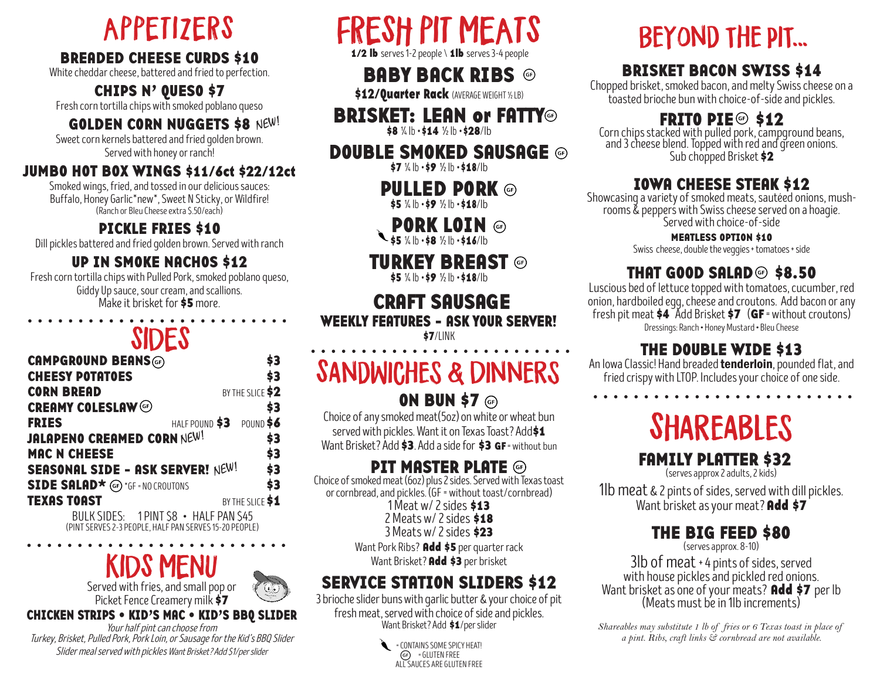# APPETIZERS

### BREADED CHEESE CURDS $10
White cheddar cheese, battered and fried to perfection.

### CHIPS N' QUESO $7
Fresh corn tortilla chips with smoked poblano queso

### GOLDEN CORN NUGGETS $8 NEW!
Sweet corn kernels battered and fried golden brown. Served with honey or ranch!

### JUMBO HOT BOX WINGS $11/6ct $22/12ct
Smoked wings, fried, and tossed in our delicious sauces: Buffalo, Honey Garlic*new*, Sweet N Sticky, or Wildfire! (Ranch or Bleu Cheese extra $.50/each)

### PICKLE FRIES $10
Dill pickles battered and fried golden brown. Served with ranch

### UP IN SMOKE NACHOS $12
Fresh corn tortilla chips with Pulled Pork, smoked poblano queso, Giddy Up sauce, sour cream, and scallions. Make it brisket for **$5** more.

# SIDES

| | | |
|---|---|---|
| **CAMPGROUND BEANS** (GF) | | $3 |
| **CHEESY POTATOES** | | $3 |
| **CORN BREAD** | | BY THE SLICE $2 |
| **CREAMY COLESLAW** (GF) | | $3 |
| **FRIES** | HALF POUND $3 | POUND $6 |
| **JALAPENO CREAMED CORN** NEW! | | $3 |
| **MAC N CHEESE** | | $3 |
| **SEASONAL SIDE - ASK SERVER!** NEW! | | $3 |
| **SIDE SALAD*** (GF) *GF = NO CROUTONS | | $3 |
| **TEXAS TOAST** | | BY THE SLICE $1 |

BULK SIDES: 1 PINT $8 • HALF PAN $45
(PINT SERVES 2-3 PEOPLE, HALF PAN SERVES 15-20 PEOPLE)

# KIDS MENU
Served with fries, and small pop or Picket Fence Creamery milk **$7**

### CHICKEN STRIPS • KID'S MAC • KID'S BBQ SLIDER
*Your half pint can choose from Turkey, Brisket, Pulled Pork, Pork Loin, or Sausage for the Kid's BBQ Slider*
*Slider meal served with pickles Want Brisket? Add $1/per slider*

# FRESH PIT MEATS
**1/2 lb** serves 1-2 people \ **1lb** serves 3-4 people

### BABY BACK RIBS (GF)
**$12/Quarter Rack** (AVERAGE WEIGHT ½ LB)

### BRISKET: LEAN or FATTY (GF)
**$8** ¼ lb • **$14** ½ lb • **$28**/lb

### DOUBLE SMOKED SAUSAGE (GF)
**$7** ¼ lb • **$9** ½ lb • **$18**/lb

### PULLED PORK (GF)
**$5** ¼ lb • **$9** ½ lb • **$18**/lb

### PORK LOIN (GF) (spicy)
**$5** ¼ lb • **$8** ½ lb • **$16**/lb

### TURKEY BREAST (GF)
**$5** ¼ lb • **$9** ½ lb • **$18**/lb

### CRAFT SAUSAGE
**WEEKLY FEATURES - ASK YOUR SERVER!**
**$7**/LINK

# SANDWICHES & DINNERS

### ON BUN $7 (GF)
Choice of any smoked meat(5oz) on white or wheat bun served with pickles. Want it on Texas Toast? Add **$1**
Want Brisket? Add **$3**. Add a side for **$3** **GF** = without bun

### PIT MASTER PLATE (GF)
Choice of smoked meat (6oz) plus 2 sides. Served with Texas toast or cornbread, and pickles. (GF = without toast/cornbread)
1 Meat w/ 2 sides **$13**
2 Meats w/ 2 sides **$18**
3 Meats w/ 2 sides **$23**
Want Pork Ribs? **Add $5** per quarter rack
Want Brisket? **Add $3** per brisket

### SERVICE STATION SLIDERS $12
3 brioche slider buns with garlic butter & your choice of pit fresh meat, served with choice of side and pickles.
Want Brisket? Add **$1**/per slider

(spicy) = CONTAINS SOME SPICY HEAT!
(GF) = GLUTEN FREE
ALL SAUCES ARE GLUTEN FREE

# BEYOND THE PIT...

### BRISKET BACON SWISS $14
Chopped brisket, smoked bacon, and melty Swiss cheese on a toasted brioche bun with choice-of-side and pickles.

### FRITO PIE (GF) $12
Corn chips stacked with pulled pork, campground beans, and 3 cheese blend. Topped with red and green onions. Sub chopped Brisket **$2**

### IOWA CHEESE STEAK $12
Showcasing a variety of smoked meats, sautéed onions, mushrooms & peppers with Swiss cheese served on a hoagie. Served with choice-of-side

**MEATLESS OPTION $10**
Swiss cheese, double the veggies + tomatoes + side

### THAT GOOD SALAD (GF) $8.50
Luscious bed of lettuce topped with tomatoes, cucumber, red onion, hardboiled egg, cheese and croutons. Add bacon or any fresh pit meat **$4** Add Brisket **$7** (**GF** = without croutons)
Dressings: Ranch • Honey Mustard • Bleu Cheese

### THE DOUBLE WIDE $13
An Iowa Classic! Hand breaded **tenderloin**, pounded flat, and fried crispy with LTOP. Includes your choice of one side.

# SHAREABLES

### FAMILY PLATTER $32
(serves approx 2 adults, 2 kids)

1lb meat & 2 pints of sides, served with dill pickles.
Want brisket as your meat? **Add $7**

### THE BIG FEED $80
(serves approx. 8-10)

3lb of meat + 4 pints of sides, served with house pickles and pickled red onions.
Want brisket as one of your meats? **Add $7** per lb
(Meats must be in 1lb increments)

*Shareables may substitute 1 lb of fries or 6 Texas toast in place of a pint. Ribs, craft links & cornbread are not available.*